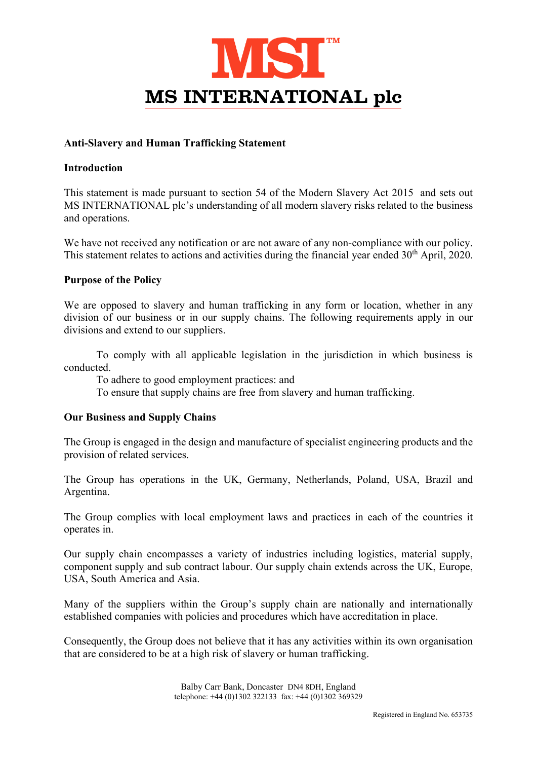# MSI™

# MS INTERNATIONAL plc

**Anti-Slavery and Human Trafficking Statement**

**Introduction**

This statement is made pursuant to section 54 of the Modern Slavery Act 2015 and sets out MS INTERNATIONAL plc's understanding of all modern slavery risks related to the business and operations.

We have not received any notification or are not aware of any non-compliance with our policy. This statement relates to actions and activities during the financial year ended 30th April, 2020.

**Purpose of the Policy**

We are opposed to slavery and human trafficking in any form or location, whether in any division of our business or in our supply chains. The following requirements apply in our divisions and extend to our suppliers.

To comply with all applicable legislation in the jurisdiction in which business is conducted.
To adhere to good employment practices: and
To ensure that supply chains are free from slavery and human trafficking.

**Our Business and Supply Chains**

The Group is engaged in the design and manufacture of specialist engineering products and the provision of related services.

The Group has operations in the UK, Germany, Netherlands, Poland, USA, Brazil and Argentina.

The Group complies with local employment laws and practices in each of the countries it operates in.

Our supply chain encompasses a variety of industries including logistics, material supply, component supply and sub contract labour. Our supply chain extends across the UK, Europe, USA, South America and Asia.

Many of the suppliers within the Group's supply chain are nationally and internationally established companies with policies and procedures which have accreditation in place.

Consequently, the Group does not believe that it has any activities within its own organisation that are considered to be at a high risk of slavery or human trafficking.

Balby Carr Bank, Doncaster DN4 8DH, England
telephone: +44 (0)1302 322133 fax: +44 (0)1302 369329

Registered in England No. 653735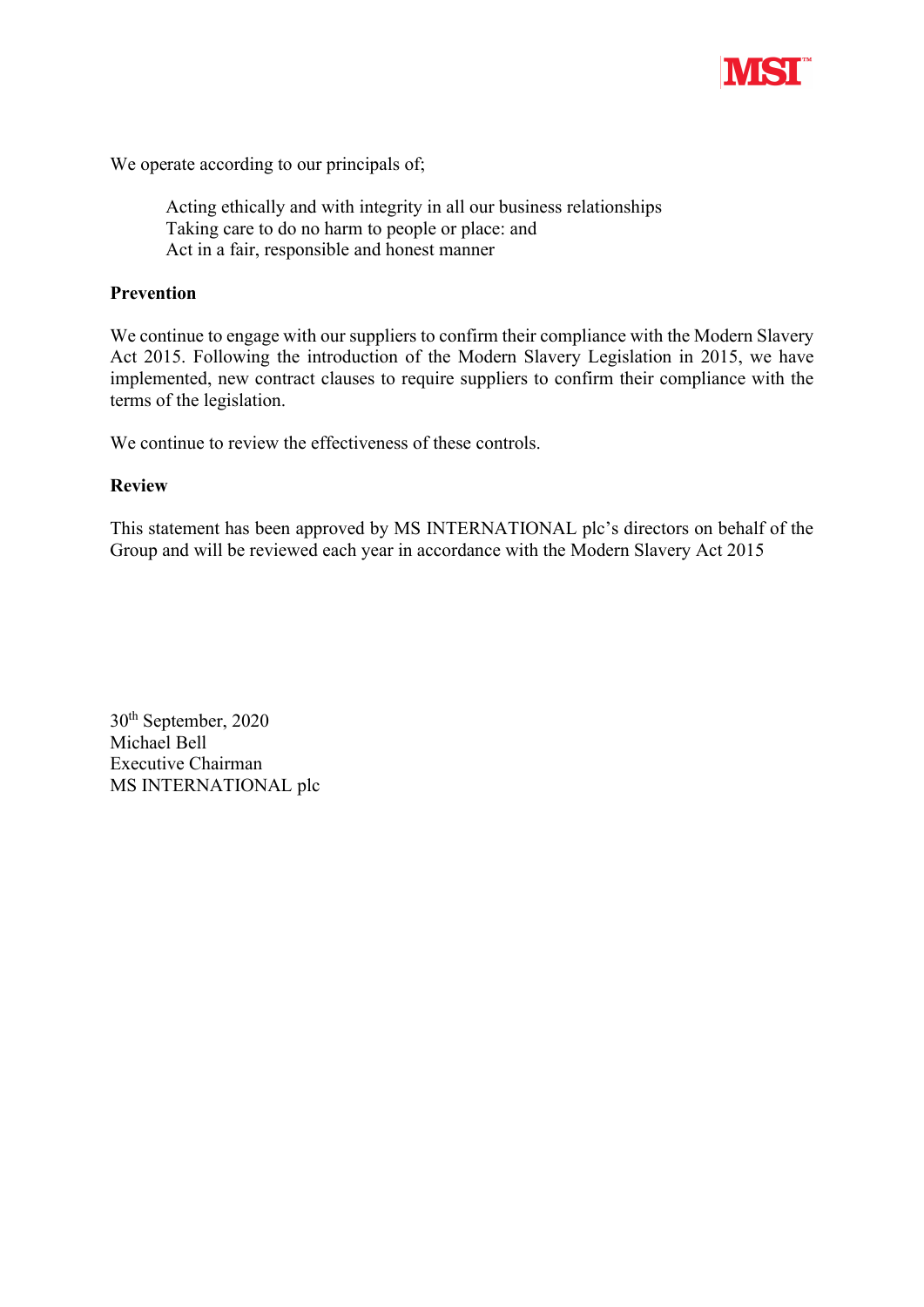We operate according to our principals of;

Acting ethically and with integrity in all our business relationships
Taking care to do no harm to people or place: and
Act in a fair, responsible and honest manner

**Prevention**

We continue to engage with our suppliers to confirm their compliance with the Modern Slavery Act 2015. Following the introduction of the Modern Slavery Legislation in 2015, we have implemented, new contract clauses to require suppliers to confirm their compliance with the terms of the legislation.

We continue to review the effectiveness of these controls.

**Review**

This statement has been approved by MS INTERNATIONAL plc's directors on behalf of the Group and will be reviewed each year in accordance with the Modern Slavery Act 2015

30th September, 2020
Michael Bell
Executive Chairman
MS INTERNATIONAL plc